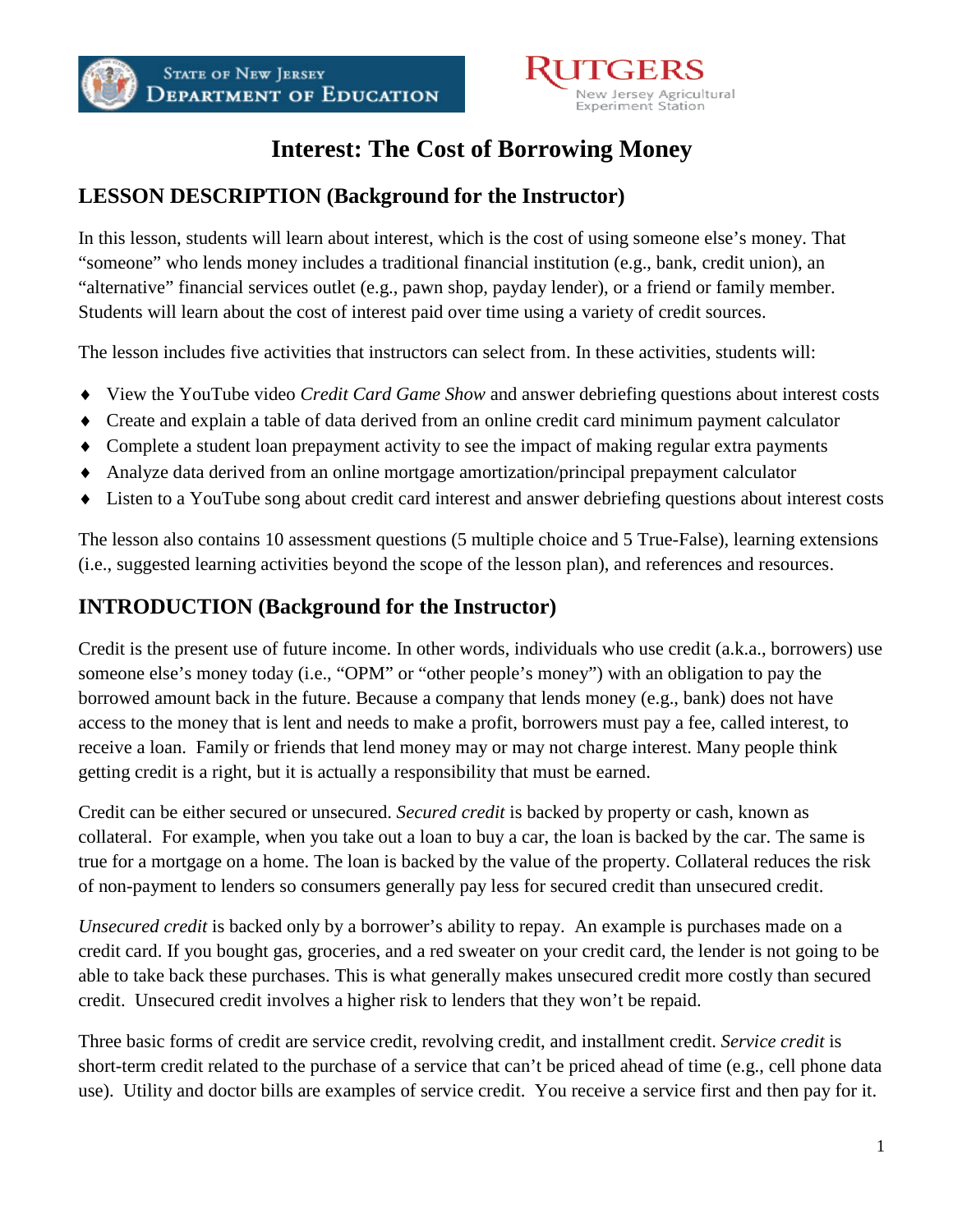# Interest: The Cost of Borrowing Money

## LESSON DESCRIPTION (Background for the Instructor)

In this lesson, students will learn about interest, which is the cost of using someone else's money. That "someone" who lends money includes a traditional financial institution (e.g., bank, credit union), an "alternative" financial services outlet (e.g., pawn shop, payday lender), or a friend or family member. Students will learn about the cost of interest paid over time using a variety of credit sources.

The lesson includes five activities that instructors can select from. In these activities, students will:

- View the YouTube video *Credit Card Game Show* and answer debriefing questions about interest costs
- Create and explain a table of data derived from an online credit card minimum payment calculator
- Complete a student loan prepayment activity to see the impact of making regular extra payments
- Analyze data derived from an online mortgage amortization/principal prepayment calculator
- Listen to a YouTube song about credit card interest and answer debriefing questions about interest costs

The lesson also contains 10 assessment questions (5 multiple choice and 5 True-False), learning extensions (i.e., suggested learning activities beyond the scope of the lesson plan), and references and resources.

## INTRODUCTION (Background for the Instructor)

Credit is the present use of future income. In other words, individuals who use credit (a.k.a., borrowers) use someone else's money today (i.e., "OPM" or "other people's money") with an obligation to pay the borrowed amount back in the future. Because a company that lends money (e.g., bank) does not have access to the money that is lent and needs to make a profit, borrowers must pay a fee, called interest, to receive a loan. Family or friends that lend money may or may not charge interest. Many people think getting credit is a right, but it is actually a responsibility that must be earned.

Credit can be either secured or unsecured. *Secured credit* is backed by property or cash, known as collateral. For example, when you take out a loan to buy a car, the loan is backed by the car. The same is true for a mortgage on a home. The loan is backed by the value of the property. Collateral reduces the risk of non-payment to lenders so consumers generally pay less for secured credit than unsecured credit.

*Unsecured credit* is backed only by a borrower's ability to repay. An example is purchases made on a credit card. If you bought gas, groceries, and a red sweater on your credit card, the lender is not going to be able to take back these purchases. This is what generally makes unsecured credit more costly than secured credit. Unsecured credit involves a higher risk to lenders that they won't be repaid.

Three basic forms of credit are service credit, revolving credit, and installment credit. *Service credit* is short-term credit related to the purchase of a service that can't be priced ahead of time (e.g., cell phone data use). Utility and doctor bills are examples of service credit. You receive a service first and then pay for it.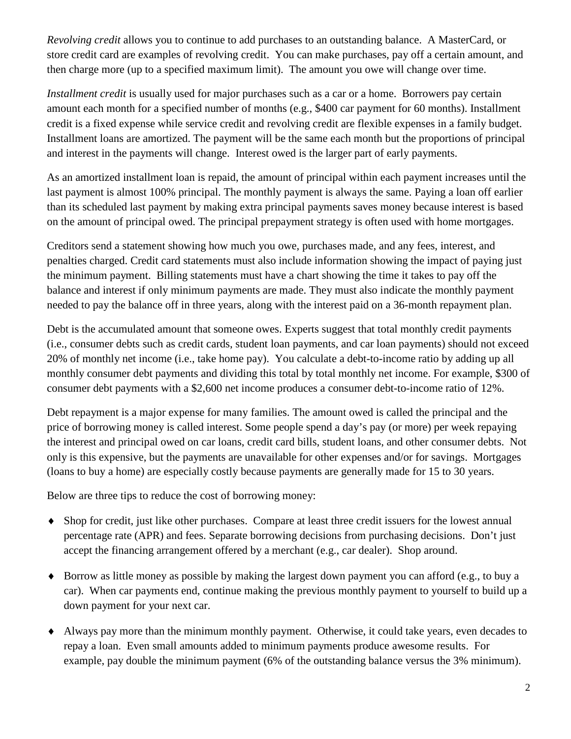*Revolving credit* allows you to continue to add purchases to an outstanding balance. A MasterCard, or store credit card are examples of revolving credit. You can make purchases, pay off a certain amount, and then charge more (up to a specified maximum limit). The amount you owe will change over time.

*Installment credit* is usually used for major purchases such as a car or a home. Borrowers pay certain amount each month for a specified number of months (e.g., $400 car payment for 60 months). Installment credit is a fixed expense while service credit and revolving credit are flexible expenses in a family budget. Installment loans are amortized. The payment will be the same each month but the proportions of principal and interest in the payments will change. Interest owed is the larger part of early payments.

As an amortized installment loan is repaid, the amount of principal within each payment increases until the last payment is almost 100% principal. The monthly payment is always the same. Paying a loan off earlier than its scheduled last payment by making extra principal payments saves money because interest is based on the amount of principal owed. The principal prepayment strategy is often used with home mortgages.

Creditors send a statement showing how much you owe, purchases made, and any fees, interest, and penalties charged. Credit card statements must also include information showing the impact of paying just the minimum payment. Billing statements must have a chart showing the time it takes to pay off the balance and interest if only minimum payments are made. They must also indicate the monthly payment needed to pay the balance off in three years, along with the interest paid on a 36-month repayment plan.

Debt is the accumulated amount that someone owes. Experts suggest that total monthly credit payments (i.e., consumer debts such as credit cards, student loan payments, and car loan payments) should not exceed 20% of monthly net income (i.e., take home pay). You calculate a debt-to-income ratio by adding up all monthly consumer debt payments and dividing this total by total monthly net income. For example, $300 of consumer debt payments with a $2,600 net income produces a consumer debt-to-income ratio of 12%.

Debt repayment is a major expense for many families. The amount owed is called the principal and the price of borrowing money is called interest. Some people spend a day's pay (or more) per week repaying the interest and principal owed on car loans, credit card bills, student loans, and other consumer debts. Not only is this expensive, but the payments are unavailable for other expenses and/or for savings. Mortgages (loans to buy a home) are especially costly because payments are generally made for 15 to 30 years.

Below are three tips to reduce the cost of borrowing money:

- Shop for credit, just like other purchases. Compare at least three credit issuers for the lowest annual percentage rate (APR) and fees. Separate borrowing decisions from purchasing decisions. Don't just accept the financing arrangement offered by a merchant (e.g., car dealer). Shop around.
- Borrow as little money as possible by making the largest down payment you can afford (e.g., to buy a car). When car payments end, continue making the previous monthly payment to yourself to build up a down payment for your next car.
- Always pay more than the minimum monthly payment. Otherwise, it could take years, even decades to repay a loan. Even small amounts added to minimum payments produce awesome results. For example, pay double the minimum payment (6% of the outstanding balance versus the 3% minimum).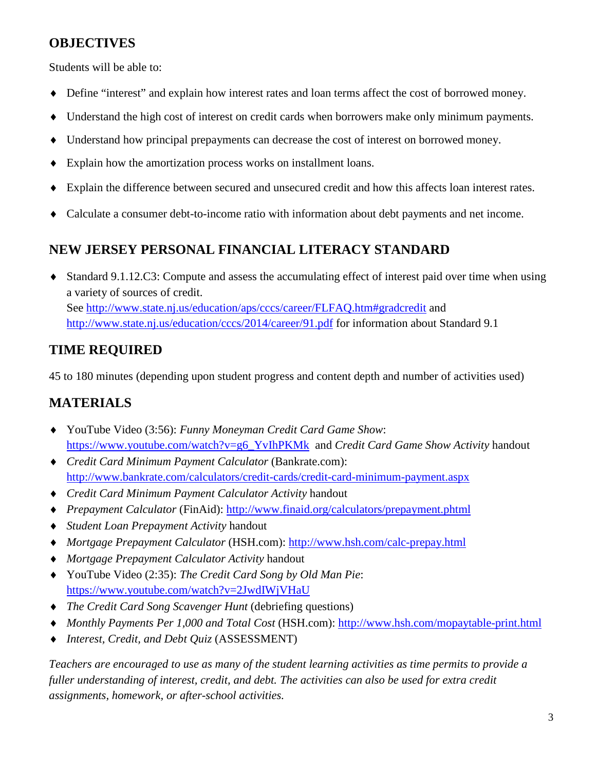## OBJECTIVES

Students will be able to:

- Define "interest" and explain how interest rates and loan terms affect the cost of borrowed money.
- Understand the high cost of interest on credit cards when borrowers make only minimum payments.
- Understand how principal prepayments can decrease the cost of interest on borrowed money.
- Explain how the amortization process works on installment loans.
- Explain the difference between secured and unsecured credit and how this affects loan interest rates.
- Calculate a consumer debt-to-income ratio with information about debt payments and net income.

## NEW JERSEY PERSONAL FINANCIAL LITERACY STANDARD

- Standard 9.1.12.C3: Compute and assess the accumulating effect of interest paid over time when using a variety of sources of credit.
  See [http://www.state.nj.us/education/aps/cccs/career/FLFAQ.htm#gradcredit](http://www.state.nj.us/education/aps/cccs/career/FLFAQ.htm#gradcredit) and [http://www.state.nj.us/education/cccs/2014/career/91.pdf](http://www.state.nj.us/education/cccs/2014/career/91.pdf) for information about Standard 9.1

## TIME REQUIRED

45 to 180 minutes (depending upon student progress and content depth and number of activities used)

## MATERIALS

- YouTube Video (3:56): *Funny Moneyman Credit Card Game Show*: [https://www.youtube.com/watch?v=g6_YvIhPKMk](https://www.youtube.com/watch?v=g6_YvIhPKMk) and *Credit Card Game Show Activity* handout
- *Credit Card Minimum Payment Calculator* (Bankrate.com): [http://www.bankrate.com/calculators/credit-cards/credit-card-minimum-payment.aspx](http://www.bankrate.com/calculators/credit-cards/credit-card-minimum-payment.aspx)
- *Credit Card Minimum Payment Calculator Activity* handout
- *Prepayment Calculator* (FinAid): [http://www.finaid.org/calculators/prepayment.phtml](http://www.finaid.org/calculators/prepayment.phtml)
- *Student Loan Prepayment Activity* handout
- *Mortgage Prepayment Calculator* (HSH.com): [http://www.hsh.com/calc-prepay.html](http://www.hsh.com/calc-prepay.html)
- *Mortgage Prepayment Calculator Activity* handout
- YouTube Video (2:35): *The Credit Card Song by Old Man Pie*: [https://www.youtube.com/watch?v=2JwdIWjVHaU](https://www.youtube.com/watch?v=2JwdIWjVHaU)
- *The Credit Card Song Scavenger Hunt* (debriefing questions)
- *Monthly Payments Per 1,000 and Total Cost* (HSH.com): [http://www.hsh.com/mopaytable-print.html](http://www.hsh.com/mopaytable-print.html)
- *Interest, Credit, and Debt Quiz* (ASSESSMENT)

*Teachers are encouraged to use as many of the student learning activities as time permits to provide a fuller understanding of interest, credit, and debt. The activities can also be used for extra credit assignments, homework, or after-school activities.*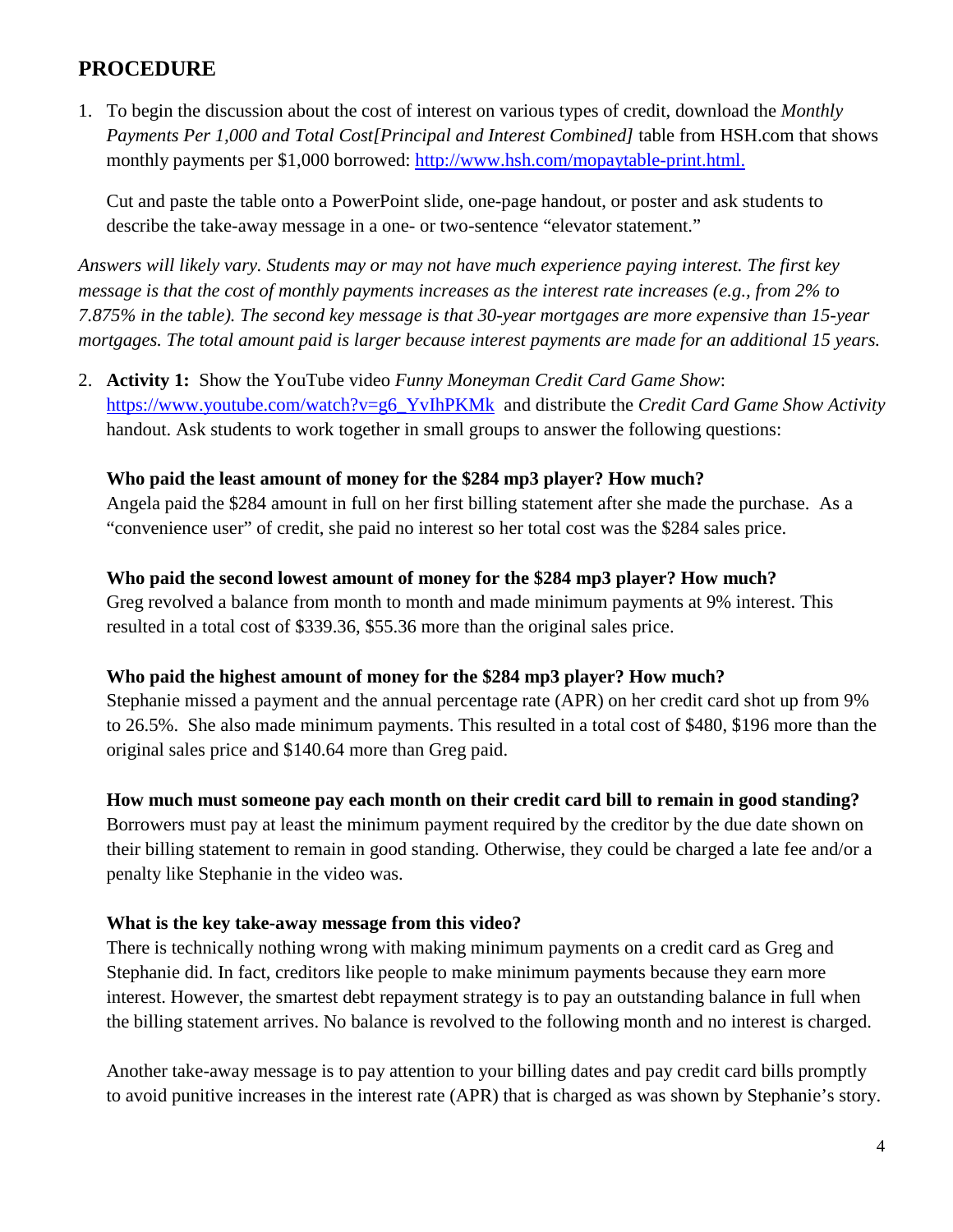## PROCEDURE

1. To begin the discussion about the cost of interest on various types of credit, download the *Monthly Payments Per 1,000 and Total Cost[Principal and Interest Combined]* table from HSH.com that shows monthly payments per $1,000 borrowed: [http://www.hsh.com/mopaytable-print.html.](http://www.hsh.com/mopaytable-print.html)

   Cut and paste the table onto a PowerPoint slide, one-page handout, or poster and ask students to describe the take-away message in a one- or two-sentence "elevator statement."

*Answers will likely vary. Students may or may not have much experience paying interest. The first key message is that the cost of monthly payments increases as the interest rate increases (e.g., from 2% to 7.875% in the table). The second key message is that 30-year mortgages are more expensive than 15-year mortgages. The total amount paid is larger because interest payments are made for an additional 15 years.*

2. **Activity 1:** Show the YouTube video *Funny Moneyman Credit Card Game Show*: [https://www.youtube.com/watch?v=g6_YvIhPKMk](https://www.youtube.com/watch?v=g6_YvIhPKMk) and distribute the *Credit Card Game Show Activity* handout. Ask students to work together in small groups to answer the following questions:

   **Who paid the least amount of money for the $284 mp3 player? How much?**
   Angela paid the $284 amount in full on her first billing statement after she made the purchase. As a "convenience user" of credit, she paid no interest so her total cost was the $284 sales price.

   **Who paid the second lowest amount of money for the $284 mp3 player? How much?**
   Greg revolved a balance from month to month and made minimum payments at 9% interest. This resulted in a total cost of $339.36, $55.36 more than the original sales price.

   **Who paid the highest amount of money for the $284 mp3 player? How much?**
   Stephanie missed a payment and the annual percentage rate (APR) on her credit card shot up from 9% to 26.5%. She also made minimum payments. This resulted in a total cost of $480, $196 more than the original sales price and $140.64 more than Greg paid.

   **How much must someone pay each month on their credit card bill to remain in good standing?**
   Borrowers must pay at least the minimum payment required by the creditor by the due date shown on their billing statement to remain in good standing. Otherwise, they could be charged a late fee and/or a penalty like Stephanie in the video was.

   **What is the key take-away message from this video?**
   There is technically nothing wrong with making minimum payments on a credit card as Greg and Stephanie did. In fact, creditors like people to make minimum payments because they earn more interest. However, the smartest debt repayment strategy is to pay an outstanding balance in full when the billing statement arrives. No balance is revolved to the following month and no interest is charged.

   Another take-away message is to pay attention to your billing dates and pay credit card bills promptly to avoid punitive increases in the interest rate (APR) that is charged as was shown by Stephanie's story.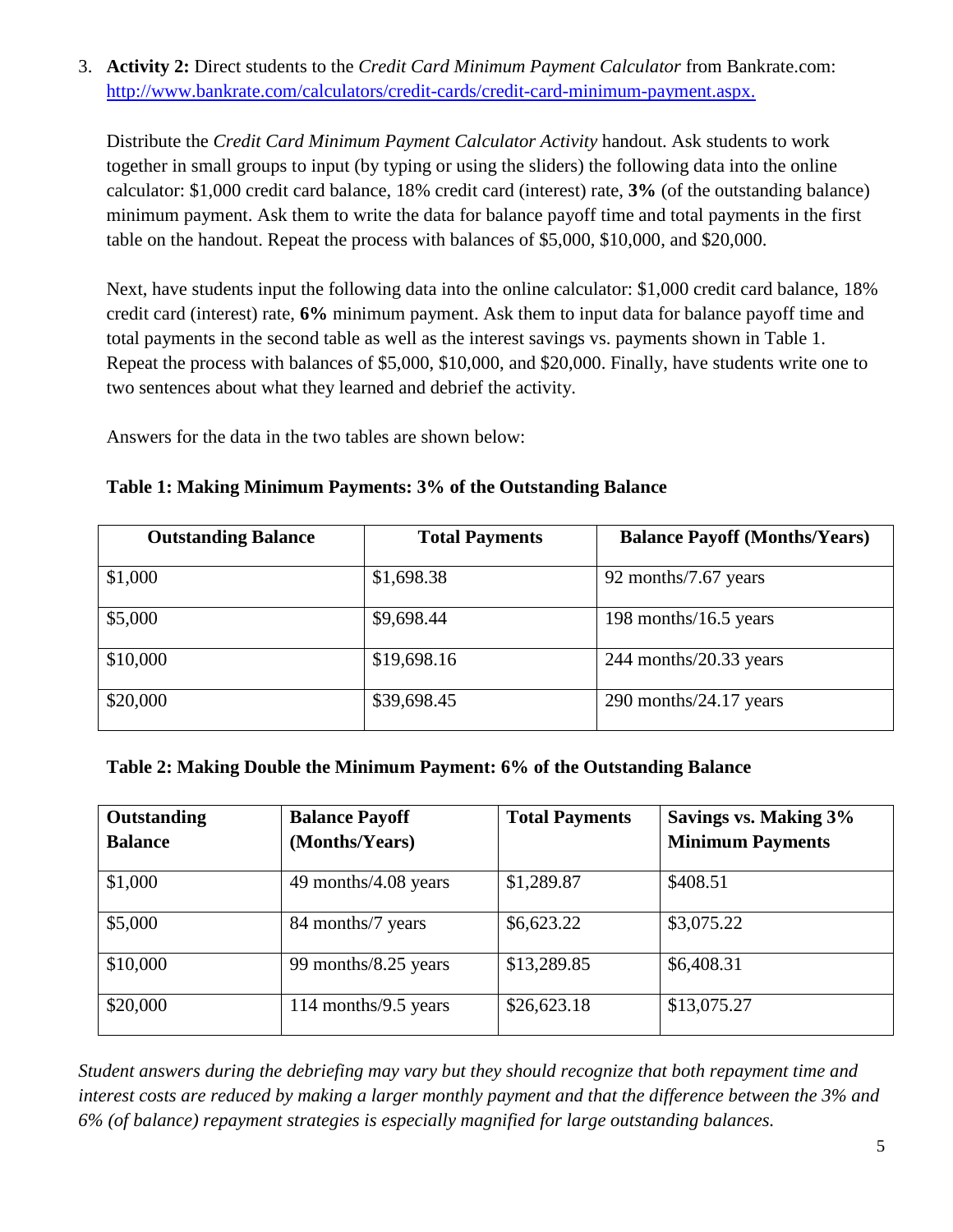3. **Activity 2:** Direct students to the *Credit Card Minimum Payment Calculator* from Bankrate.com: [http://www.bankrate.com/calculators/credit-cards/credit-card-minimum-payment.aspx.](http://www.bankrate.com/calculators/credit-cards/credit-card-minimum-payment.aspx)

   Distribute the *Credit Card Minimum Payment Calculator Activity* handout. Ask students to work together in small groups to input (by typing or using the sliders) the following data into the online calculator: $1,000 credit card balance, 18% credit card (interest) rate, **3%** (of the outstanding balance) minimum payment. Ask them to write the data for balance payoff time and total payments in the first table on the handout. Repeat the process with balances of $5,000, $10,000, and $20,000.

   Next, have students input the following data into the online calculator: $1,000 credit card balance, 18% credit card (interest) rate, **6%** minimum payment. Ask them to input data for balance payoff time and total payments in the second table as well as the interest savings vs. payments shown in Table 1. Repeat the process with balances of $5,000, $10,000, and $20,000. Finally, have students write one to two sentences about what they learned and debrief the activity.

   Answers for the data in the two tables are shown below:

   **Table 1: Making Minimum Payments: 3% of the Outstanding Balance**

| Outstanding Balance | Total Payments | Balance Payoff (Months/Years) |
|---|---|---|
| $1,000 | $1,698.38 | 92 months/7.67 years |
| $5,000 | $9,698.44 | 198 months/16.5 years |
| $10,000 | $19,698.16 | 244 months/20.33 years |
| $20,000 | $39,698.45 | 290 months/24.17 years |

   **Table 2: Making Double the Minimum Payment: 6% of the Outstanding Balance**

| Outstanding Balance | Balance Payoff (Months/Years) | Total Payments | Savings vs. Making 3% Minimum Payments |
|---|---|---|---|
| $1,000 | 49 months/4.08 years | $1,289.87 | $408.51 |
| $5,000 | 84 months/7 years | $6,623.22 | $3,075.22 |
| $10,000 | 99 months/8.25 years | $13,289.85 | $6,408.31 |
| $20,000 | 114 months/9.5 years | $26,623.18 | $13,075.27 |

*Student answers during the debriefing may vary but they should recognize that both repayment time and interest costs are reduced by making a larger monthly payment and that the difference between the 3% and 6% (of balance) repayment strategies is especially magnified for large outstanding balances.*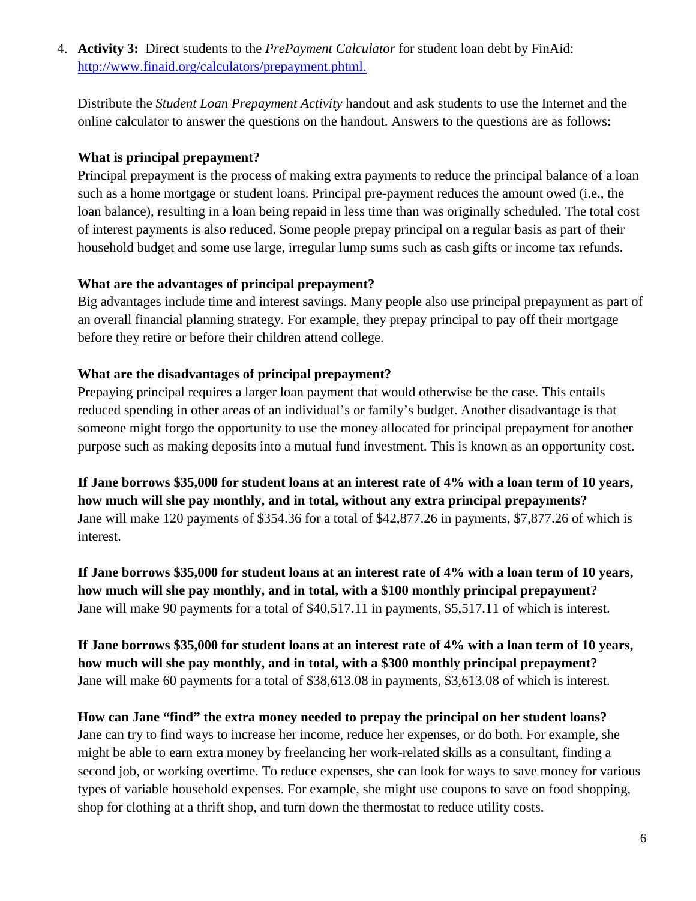4. **Activity 3:** Direct students to the *PrePayment Calculator* for student loan debt by FinAid: http://www.finaid.org/calculators/prepayment.phtml.

   Distribute the *Student Loan Prepayment Activity* handout and ask students to use the Internet and the online calculator to answer the questions on the handout. Answers to the questions are as follows:

   **What is principal prepayment?**
   Principal prepayment is the process of making extra payments to reduce the principal balance of a loan such as a home mortgage or student loans. Principal pre-payment reduces the amount owed (i.e., the loan balance), resulting in a loan being repaid in less time than was originally scheduled. The total cost of interest payments is also reduced. Some people prepay principal on a regular basis as part of their household budget and some use large, irregular lump sums such as cash gifts or income tax refunds.

   **What are the advantages of principal prepayment?**
   Big advantages include time and interest savings. Many people also use principal prepayment as part of an overall financial planning strategy. For example, they prepay principal to pay off their mortgage before they retire or before their children attend college.

   **What are the disadvantages of principal prepayment?**
   Prepaying principal requires a larger loan payment that would otherwise be the case. This entails reduced spending in other areas of an individual's or family's budget. Another disadvantage is that someone might forgo the opportunity to use the money allocated for principal prepayment for another purpose such as making deposits into a mutual fund investment. This is known as an opportunity cost.

   **If Jane borrows $35,000 for student loans at an interest rate of 4% with a loan term of 10 years, how much will she pay monthly, and in total, without any extra principal prepayments?**
   Jane will make 120 payments of $354.36 for a total of $42,877.26 in payments, $7,877.26 of which is interest.

   **If Jane borrows $35,000 for student loans at an interest rate of 4% with a loan term of 10 years, how much will she pay monthly, and in total, with a $100 monthly principal prepayment?**
   Jane will make 90 payments for a total of $40,517.11 in payments, $5,517.11 of which is interest.

   **If Jane borrows $35,000 for student loans at an interest rate of 4% with a loan term of 10 years, how much will she pay monthly, and in total, with a $300 monthly principal prepayment?**
   Jane will make 60 payments for a total of $38,613.08 in payments, $3,613.08 of which is interest.

   **How can Jane "find" the extra money needed to prepay the principal on her student loans?**
   Jane can try to find ways to increase her income, reduce her expenses, or do both. For example, she might be able to earn extra money by freelancing her work-related skills as a consultant, finding a second job, or working overtime. To reduce expenses, she can look for ways to save money for various types of variable household expenses. For example, she might use coupons to save on food shopping, shop for clothing at a thrift shop, and turn down the thermostat to reduce utility costs.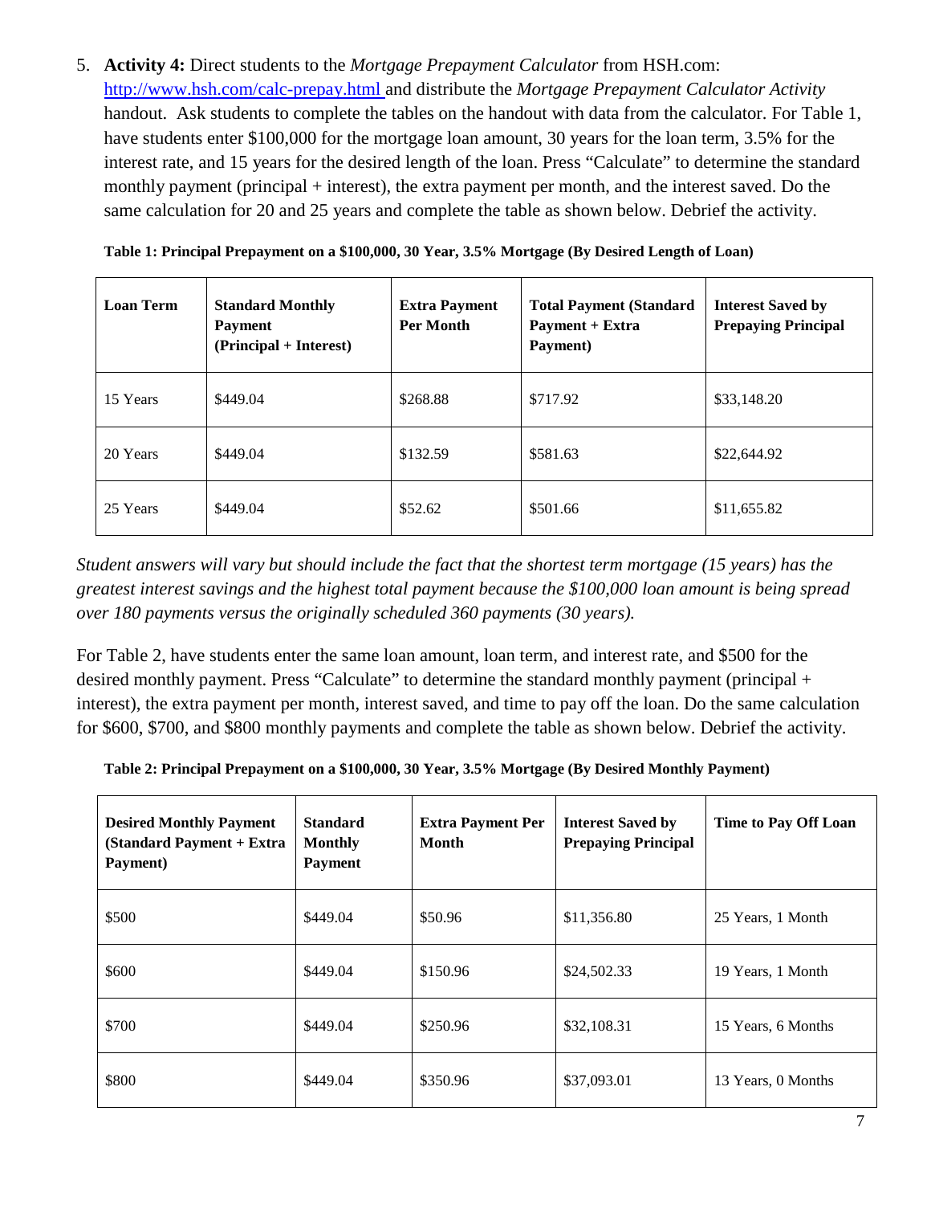5. **Activity 4:** Direct students to the *Mortgage Prepayment Calculator* from HSH.com: http://www.hsh.com/calc-prepay.html and distribute the *Mortgage Prepayment Calculator Activity* handout. Ask students to complete the tables on the handout with data from the calculator. For Table 1, have students enter $100,000 for the mortgage loan amount, 30 years for the loan term, 3.5% for the interest rate, and 15 years for the desired length of the loan. Press "Calculate" to determine the standard monthly payment (principal + interest), the extra payment per month, and the interest saved. Do the same calculation for 20 and 25 years and complete the table as shown below. Debrief the activity.

**Table 1: Principal Prepayment on a $100,000, 30 Year, 3.5% Mortgage (By Desired Length of Loan)**

| Loan Term | Standard Monthly Payment (Principal + Interest) | Extra Payment Per Month | Total Payment (Standard Payment + Extra Payment) | Interest Saved by Prepaying Principal |
|---|---|---|---|---|
| 15 Years | $449.04 | $268.88 | $717.92 | $33,148.20 |
| 20 Years | $449.04 | $132.59 | $581.63 | $22,644.92 |
| 25 Years | $449.04 | $52.62 | $501.66 | $11,655.82 |

*Student answers will vary but should include the fact that the shortest term mortgage (15 years) has the greatest interest savings and the highest total payment because the $100,000 loan amount is being spread over 180 payments versus the originally scheduled 360 payments (30 years).*

For Table 2, have students enter the same loan amount, loan term, and interest rate, and $500 for the desired monthly payment. Press "Calculate" to determine the standard monthly payment (principal + interest), the extra payment per month, interest saved, and time to pay off the loan. Do the same calculation for $600, $700, and $800 monthly payments and complete the table as shown below. Debrief the activity.

**Table 2: Principal Prepayment on a $100,000, 30 Year, 3.5% Mortgage (By Desired Monthly Payment)**

| Desired Monthly Payment (Standard Payment + Extra Payment) | Standard Monthly Payment | Extra Payment Per Month | Interest Saved by Prepaying Principal | Time to Pay Off Loan |
|---|---|---|---|---|
| $500 | $449.04 | $50.96 | $11,356.80 | 25 Years, 1 Month |
| $600 | $449.04 | $150.96 | $24,502.33 | 19 Years, 1 Month |
| $700 | $449.04 | $250.96 | $32,108.31 | 15 Years, 6 Months |
| $800 | $449.04 | $350.96 | $37,093.01 | 13 Years, 0 Months |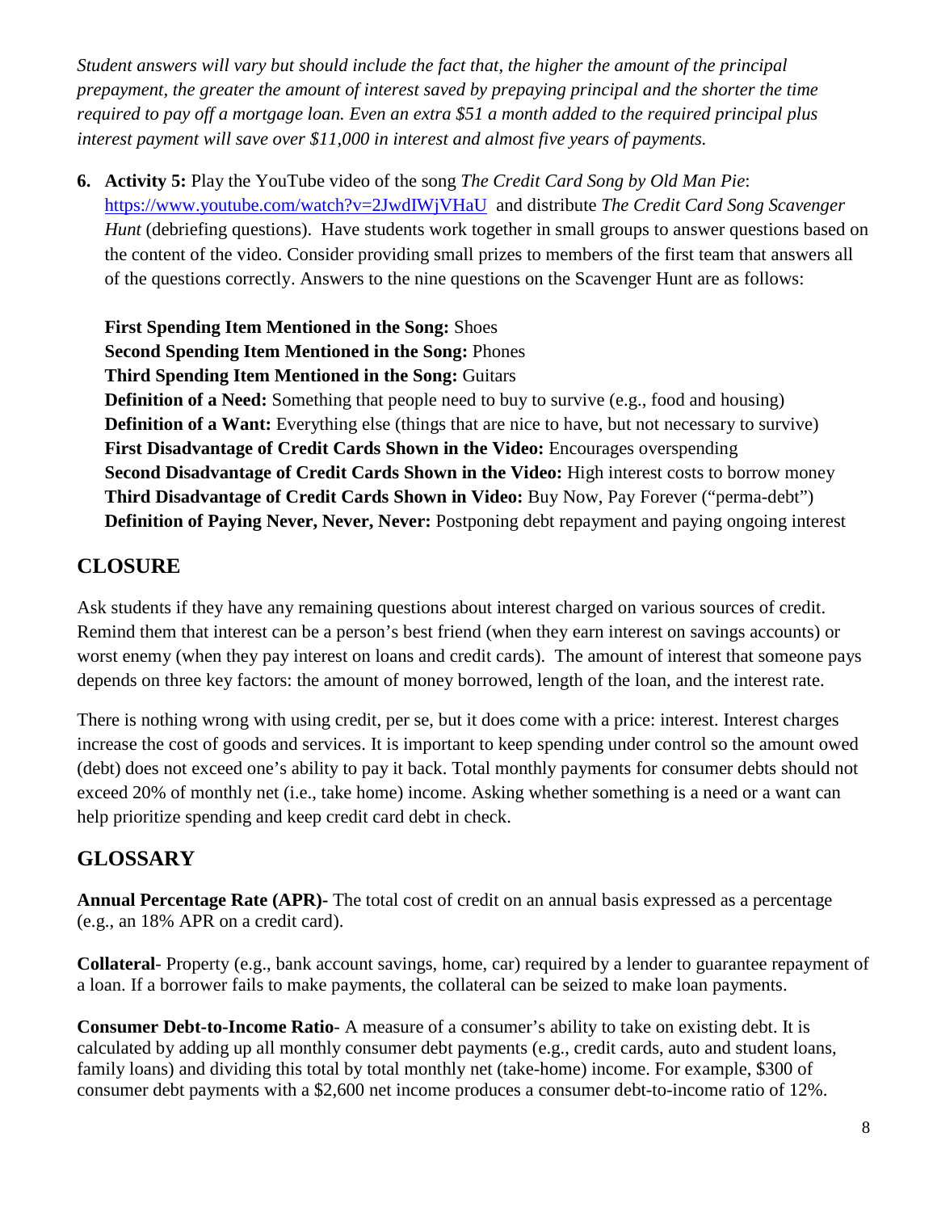*Student answers will vary but should include the fact that, the higher the amount of the principal prepayment, the greater the amount of interest saved by prepaying principal and the shorter the time required to pay off a mortgage loan. Even an extra $51 a month added to the required principal plus interest payment will save over $11,000 in interest and almost five years of payments.*

6. **Activity 5:** Play the YouTube video of the song *The Credit Card Song by Old Man Pie*: https://www.youtube.com/watch?v=2JwdIWjVHaU and distribute *The Credit Card Song Scavenger Hunt* (debriefing questions). Have students work together in small groups to answer questions based on the content of the video. Consider providing small prizes to members of the first team that answers all of the questions correctly. Answers to the nine questions on the Scavenger Hunt are as follows:

   **First Spending Item Mentioned in the Song:** Shoes
   **Second Spending Item Mentioned in the Song:** Phones
   **Third Spending Item Mentioned in the Song:** Guitars
   **Definition of a Need:** Something that people need to buy to survive (e.g., food and housing)
   **Definition of a Want:** Everything else (things that are nice to have, but not necessary to survive)
   **First Disadvantage of Credit Cards Shown in the Video:** Encourages overspending
   **Second Disadvantage of Credit Cards Shown in the Video:** High interest costs to borrow money
   **Third Disadvantage of Credit Cards Shown in Video:** Buy Now, Pay Forever ("perma-debt")
   **Definition of Paying Never, Never, Never:** Postponing debt repayment and paying ongoing interest

## CLOSURE

Ask students if they have any remaining questions about interest charged on various sources of credit. Remind them that interest can be a person's best friend (when they earn interest on savings accounts) or worst enemy (when they pay interest on loans and credit cards). The amount of interest that someone pays depends on three key factors: the amount of money borrowed, length of the loan, and the interest rate.

There is nothing wrong with using credit, per se, but it does come with a price: interest. Interest charges increase the cost of goods and services. It is important to keep spending under control so the amount owed (debt) does not exceed one's ability to pay it back. Total monthly payments for consumer debts should not exceed 20% of monthly net (i.e., take home) income. Asking whether something is a need or a want can help prioritize spending and keep credit card debt in check.

## GLOSSARY

**Annual Percentage Rate (APR)-** The total cost of credit on an annual basis expressed as a percentage (e.g., an 18% APR on a credit card).

**Collateral**- Property (e.g., bank account savings, home, car) required by a lender to guarantee repayment of a loan. If a borrower fails to make payments, the collateral can be seized to make loan payments.

**Consumer Debt-to-Income Ratio**- A measure of a consumer's ability to take on existing debt. It is calculated by adding up all monthly consumer debt payments (e.g., credit cards, auto and student loans, family loans) and dividing this total by total monthly net (take-home) income. For example, $300 of consumer debt payments with a $2,600 net income produces a consumer debt-to-income ratio of 12%.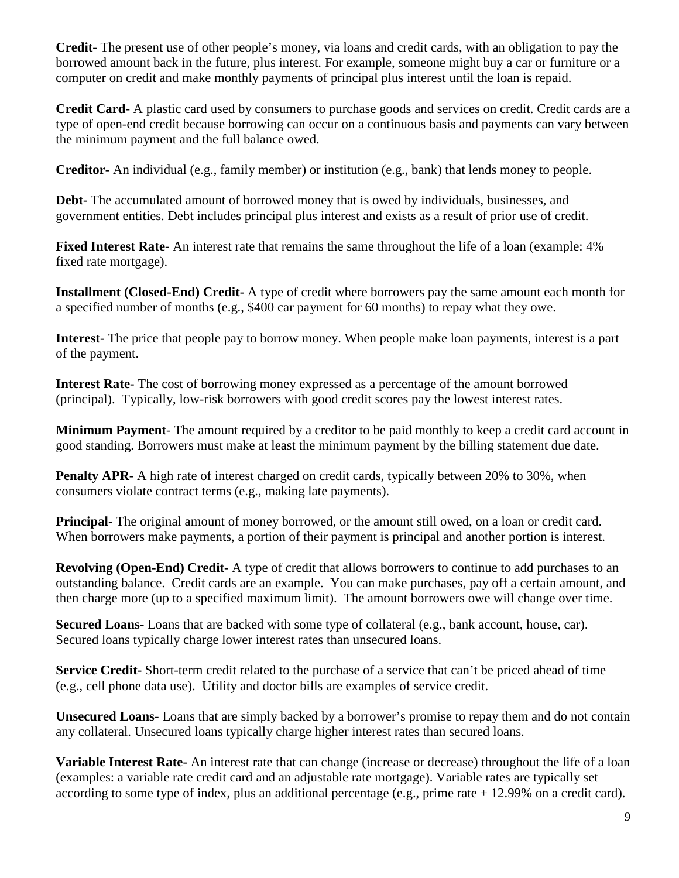**Credit-** The present use of other people's money, via loans and credit cards, with an obligation to pay the borrowed amount back in the future, plus interest. For example, someone might buy a car or furniture or a computer on credit and make monthly payments of principal plus interest until the loan is repaid.

**Credit Card**- A plastic card used by consumers to purchase goods and services on credit. Credit cards are a type of open-end credit because borrowing can occur on a continuous basis and payments can vary between the minimum payment and the full balance owed.

**Creditor-** An individual (e.g., family member) or institution (e.g., bank) that lends money to people.

**Debt-** The accumulated amount of borrowed money that is owed by individuals, businesses, and government entities. Debt includes principal plus interest and exists as a result of prior use of credit.

**Fixed Interest Rate-** An interest rate that remains the same throughout the life of a loan (example: 4% fixed rate mortgage).

**Installment (Closed-End) Credit-** A type of credit where borrowers pay the same amount each month for a specified number of months (e.g., $400 car payment for 60 months) to repay what they owe.

**Interest-** The price that people pay to borrow money. When people make loan payments, interest is a part of the payment.

**Interest Rate-** The cost of borrowing money expressed as a percentage of the amount borrowed (principal). Typically, low-risk borrowers with good credit scores pay the lowest interest rates.

**Minimum Payment**- The amount required by a creditor to be paid monthly to keep a credit card account in good standing. Borrowers must make at least the minimum payment by the billing statement due date.

**Penalty APR**- A high rate of interest charged on credit cards, typically between 20% to 30%, when consumers violate contract terms (e.g., making late payments).

**Principal**- The original amount of money borrowed, or the amount still owed, on a loan or credit card. When borrowers make payments, a portion of their payment is principal and another portion is interest.

**Revolving (Open-End) Credit-** A type of credit that allows borrowers to continue to add purchases to an outstanding balance. Credit cards are an example. You can make purchases, pay off a certain amount, and then charge more (up to a specified maximum limit). The amount borrowers owe will change over time.

**Secured Loans**- Loans that are backed with some type of collateral (e.g., bank account, house, car). Secured loans typically charge lower interest rates than unsecured loans.

**Service Credit-** Short-term credit related to the purchase of a service that can't be priced ahead of time (e.g., cell phone data use). Utility and doctor bills are examples of service credit.

**Unsecured Loans**- Loans that are simply backed by a borrower's promise to repay them and do not contain any collateral. Unsecured loans typically charge higher interest rates than secured loans.

**Variable Interest Rate-** An interest rate that can change (increase or decrease) throughout the life of a loan (examples: a variable rate credit card and an adjustable rate mortgage). Variable rates are typically set according to some type of index, plus an additional percentage (e.g., prime rate + 12.99% on a credit card).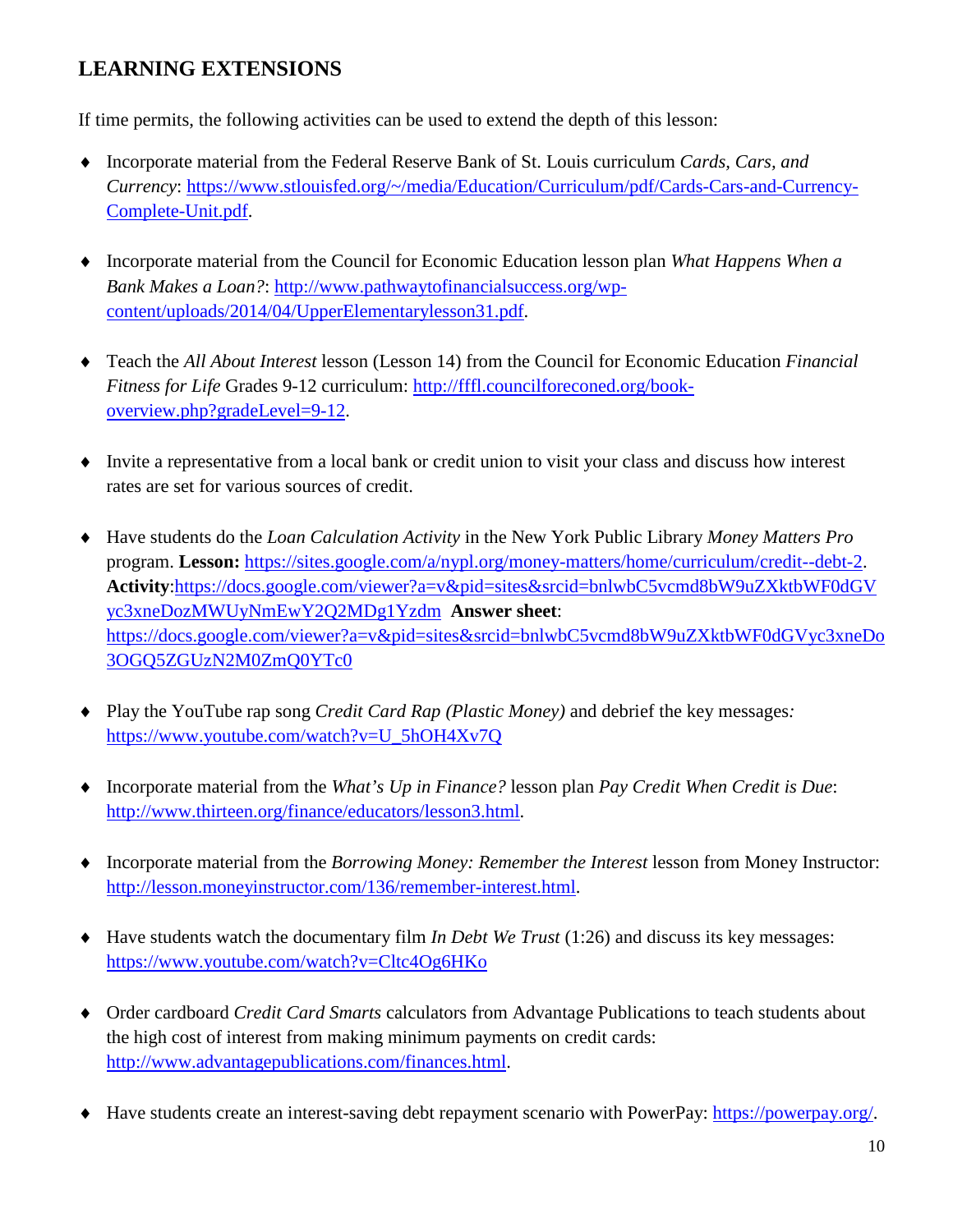## LEARNING EXTENSIONS

If time permits, the following activities can be used to extend the depth of this lesson:

- Incorporate material from the Federal Reserve Bank of St. Louis curriculum *Cards, Cars, and Currency*: https://www.stlouisfed.org/~/media/Education/Curriculum/pdf/Cards-Cars-and-Currency-Complete-Unit.pdf.
- Incorporate material from the Council for Economic Education lesson plan *What Happens When a Bank Makes a Loan?*: http://www.pathwaytofinancialsuccess.org/wp-content/uploads/2014/04/UpperElementarylesson31.pdf.
- Teach the *All About Interest* lesson (Lesson 14) from the Council for Economic Education *Financial Fitness for Life* Grades 9-12 curriculum: http://fffl.councilforeconed.org/book-overview.php?gradeLevel=9-12.
- Invite a representative from a local bank or credit union to visit your class and discuss how interest rates are set for various sources of credit.
- Have students do the *Loan Calculation Activity* in the New York Public Library *Money Matters Pro* program. **Lesson:** https://sites.google.com/a/nypl.org/money-matters/home/curriculum/credit--debt-2. **Activity**:https://docs.google.com/viewer?a=v&pid=sites&srcid=bnlwbC5vcmd8bW9uZXktbWF0dGVyc3xneDozMWUyNmEwY2Q2MDg1Yzdm **Answer sheet**: https://docs.google.com/viewer?a=v&pid=sites&srcid=bnlwbC5vcmd8bW9uZXktbWF0dGVyc3xneDo3OGQ5ZGUzN2M0ZmQ0YTc0
- Play the YouTube rap song *Credit Card Rap (Plastic Money)* and debrief the key messages*:* https://www.youtube.com/watch?v=U_5hOH4Xv7Q
- Incorporate material from the *What's Up in Finance?* lesson plan *Pay Credit When Credit is Due*: http://www.thirteen.org/finance/educators/lesson3.html.
- Incorporate material from the *Borrowing Money: Remember the Interest* lesson from Money Instructor: http://lesson.moneyinstructor.com/136/remember-interest.html.
- Have students watch the documentary film *In Debt We Trust* (1:26) and discuss its key messages: https://www.youtube.com/watch?v=Cltc4Og6HKo
- Order cardboard *Credit Card Smarts* calculators from Advantage Publications to teach students about the high cost of interest from making minimum payments on credit cards: http://www.advantagepublications.com/finances.html.
- Have students create an interest-saving debt repayment scenario with PowerPay: https://powerpay.org/.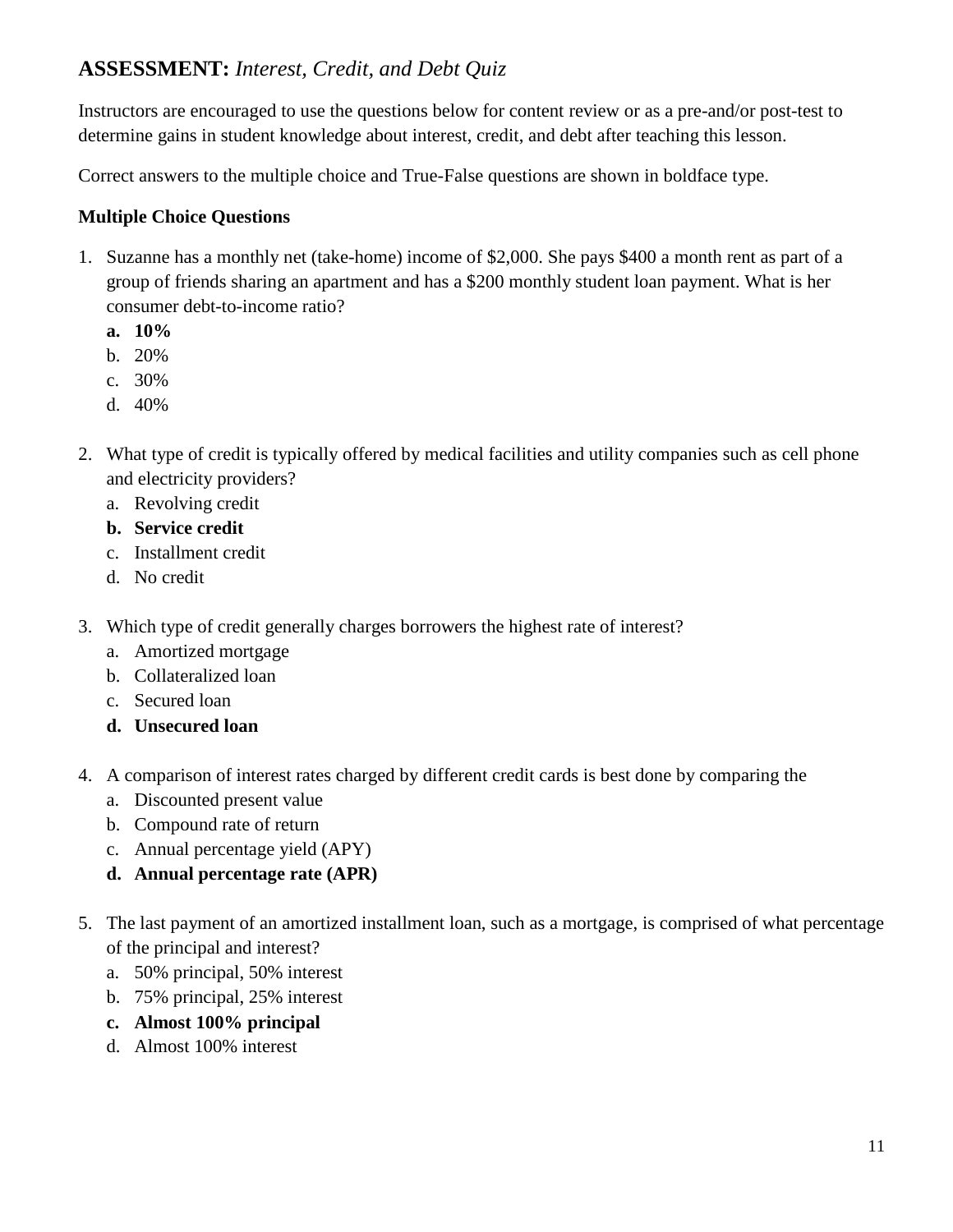## **ASSESSMENT:** *Interest, Credit, and Debt Quiz*

Instructors are encouraged to use the questions below for content review or as a pre-and/or post-test to determine gains in student knowledge about interest, credit, and debt after teaching this lesson.

Correct answers to the multiple choice and True-False questions are shown in boldface type.

**Multiple Choice Questions**

1. Suzanne has a monthly net (take-home) income of $2,000. She pays $400 a month rent as part of a group of friends sharing an apartment and has a $200 monthly student loan payment. What is her consumer debt-to-income ratio?
   a. **10%**
   b. 20%
   c. 30%
   d. 40%

2. What type of credit is typically offered by medical facilities and utility companies such as cell phone and electricity providers?
   a. Revolving credit
   b. **Service credit**
   c. Installment credit
   d. No credit

3. Which type of credit generally charges borrowers the highest rate of interest?
   a. Amortized mortgage
   b. Collateralized loan
   c. Secured loan
   d. **Unsecured loan**

4. A comparison of interest rates charged by different credit cards is best done by comparing the
   a. Discounted present value
   b. Compound rate of return
   c. Annual percentage yield (APY)
   d. **Annual percentage rate (APR)**

5. The last payment of an amortized installment loan, such as a mortgage, is comprised of what percentage of the principal and interest?
   a. 50% principal, 50% interest
   b. 75% principal, 25% interest
   c. **Almost 100% principal**
   d. Almost 100% interest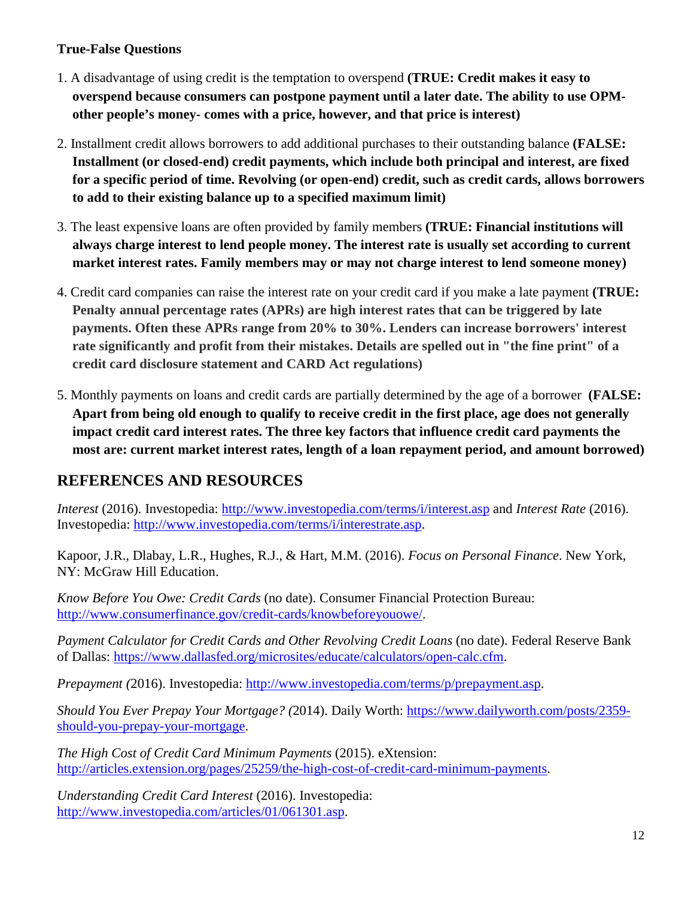**True-False Questions**

1. A disadvantage of using credit is the temptation to overspend **(TRUE: Credit makes it easy to overspend because consumers can postpone payment until a later date. The ability to use OPM-other people's money- comes with a price, however, and that price is interest)**

2. Installment credit allows borrowers to add additional purchases to their outstanding balance **(FALSE: Installment (or closed-end) credit payments, which include both principal and interest, are fixed for a specific period of time. Revolving (or open-end) credit, such as credit cards, allows borrowers to add to their existing balance up to a specified maximum limit)**

3. The least expensive loans are often provided by family members **(TRUE: Financial institutions will always charge interest to lend people money. The interest rate is usually set according to current market interest rates. Family members may or may not charge interest to lend someone money)**

4. Credit card companies can raise the interest rate on your credit card if you make a late payment **(TRUE: Penalty annual percentage rates (APRs) are high interest rates that can be triggered by late payments. Often these APRs range from 20% to 30%. Lenders can increase borrowers' interest rate significantly and profit from their mistakes. Details are spelled out in "the fine print" of a credit card disclosure statement and CARD Act regulations)**

5. Monthly payments on loans and credit cards are partially determined by the age of a borrower **(FALSE: Apart from being old enough to qualify to receive credit in the first place, age does not generally impact credit card interest rates. The three key factors that influence credit card payments the most are: current market interest rates, length of a loan repayment period, and amount borrowed)**

## REFERENCES AND RESOURCES

*Interest* (2016). Investopedia: http://www.investopedia.com/terms/i/interest.asp and *Interest Rate* (2016). Investopedia: http://www.investopedia.com/terms/i/interestrate.asp.

Kapoor, J.R., Dlabay, L.R., Hughes, R.J., & Hart, M.M. (2016). *Focus on Personal Finance*. New York, NY: McGraw Hill Education.

*Know Before You Owe: Credit Cards* (no date). Consumer Financial Protection Bureau: http://www.consumerfinance.gov/credit-cards/knowbeforeyouowe/.

*Payment Calculator for Credit Cards and Other Revolving Credit Loans* (no date). Federal Reserve Bank of Dallas: https://www.dallasfed.org/microsites/educate/calculators/open-calc.cfm.

*Prepayment (*2016). Investopedia: http://www.investopedia.com/terms/p/prepayment.asp.

*Should You Ever Prepay Your Mortgage? (*2014). Daily Worth: https://www.dailyworth.com/posts/2359-should-you-prepay-your-mortgage.

*The High Cost of Credit Card Minimum Payments* (2015). eXtension: http://articles.extension.org/pages/25259/the-high-cost-of-credit-card-minimum-payments.

*Understanding Credit Card Interest* (2016). Investopedia: http://www.investopedia.com/articles/01/061301.asp.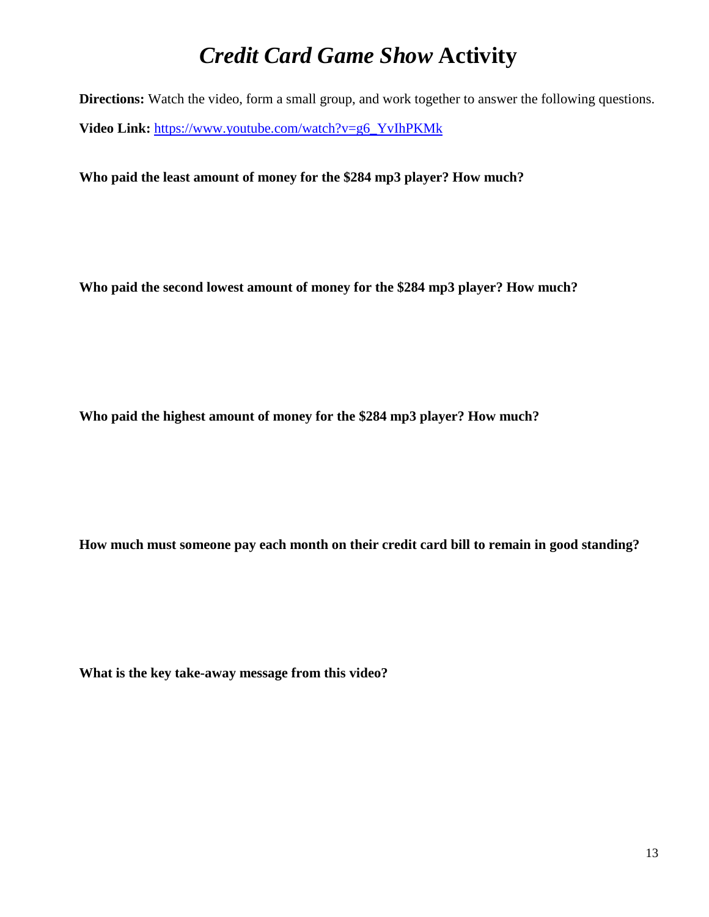# *Credit Card Game Show* Activity

**Directions:** Watch the video, form a small group, and work together to answer the following questions.

**Video Link:** [https://www.youtube.com/watch?v=g6_YvIhPKMk](https://www.youtube.com/watch?v=g6_YvIhPKMk)

**Who paid the least amount of money for the $284 mp3 player? How much?**

**Who paid the second lowest amount of money for the $284 mp3 player? How much?**

**Who paid the highest amount of money for the $284 mp3 player? How much?**

**How much must someone pay each month on their credit card bill to remain in good standing?**

**What is the key take-away message from this video?**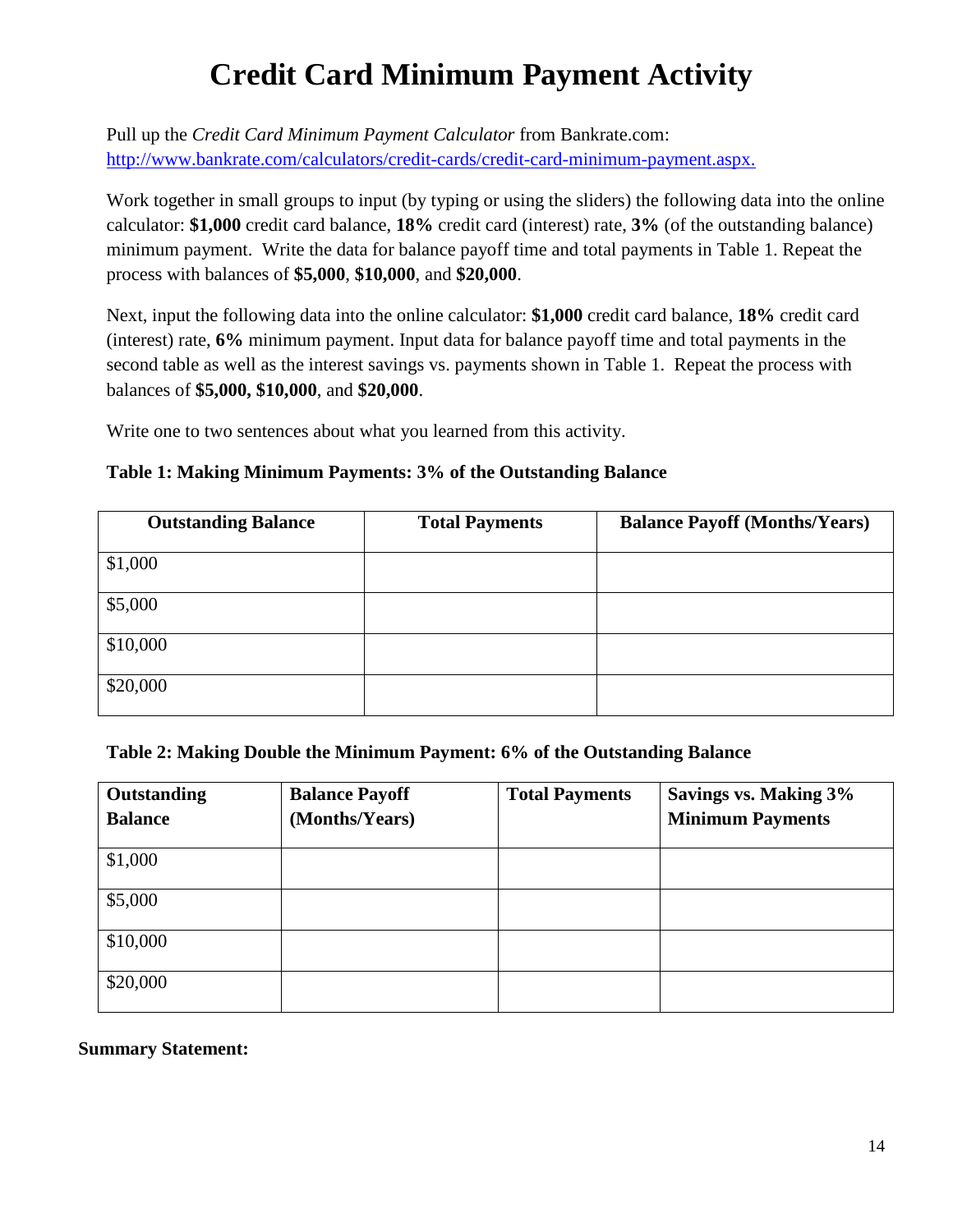# Credit Card Minimum Payment Activity

Pull up the *Credit Card Minimum Payment Calculator* from Bankrate.com: [http://www.bankrate.com/calculators/credit-cards/credit-card-minimum-payment.aspx.](http://www.bankrate.com/calculators/credit-cards/credit-card-minimum-payment.aspx.)

Work together in small groups to input (by typing or using the sliders) the following data into the online calculator: **$1,000** credit card balance, **18%** credit card (interest) rate, **3%** (of the outstanding balance) minimum payment. Write the data for balance payoff time and total payments in Table 1. Repeat the process with balances of **$5,000**, **$10,000**, and **$20,000**.

Next, input the following data into the online calculator: **$1,000** credit card balance, **18%** credit card (interest) rate, **6%** minimum payment. Input data for balance payoff time and total payments in the second table as well as the interest savings vs. payments shown in Table 1. Repeat the process with balances of **$5,000, $10,000**, and **$20,000**.

Write one to two sentences about what you learned from this activity.

**Table 1: Making Minimum Payments: 3% of the Outstanding Balance**

| Outstanding Balance | Total Payments | Balance Payoff (Months/Years) |
|---|---|---|
| $1,000 | | |
| $5,000 | | |
| $10,000 | | |
| $20,000 | | |

**Table 2: Making Double the Minimum Payment: 6% of the Outstanding Balance**

| Outstanding Balance | Balance Payoff (Months/Years) | Total Payments | Savings vs. Making 3% Minimum Payments |
|---|---|---|---|
| $1,000 | | | |
| $5,000 | | | |
| $10,000 | | | |
| $20,000 | | | |

**Summary Statement:**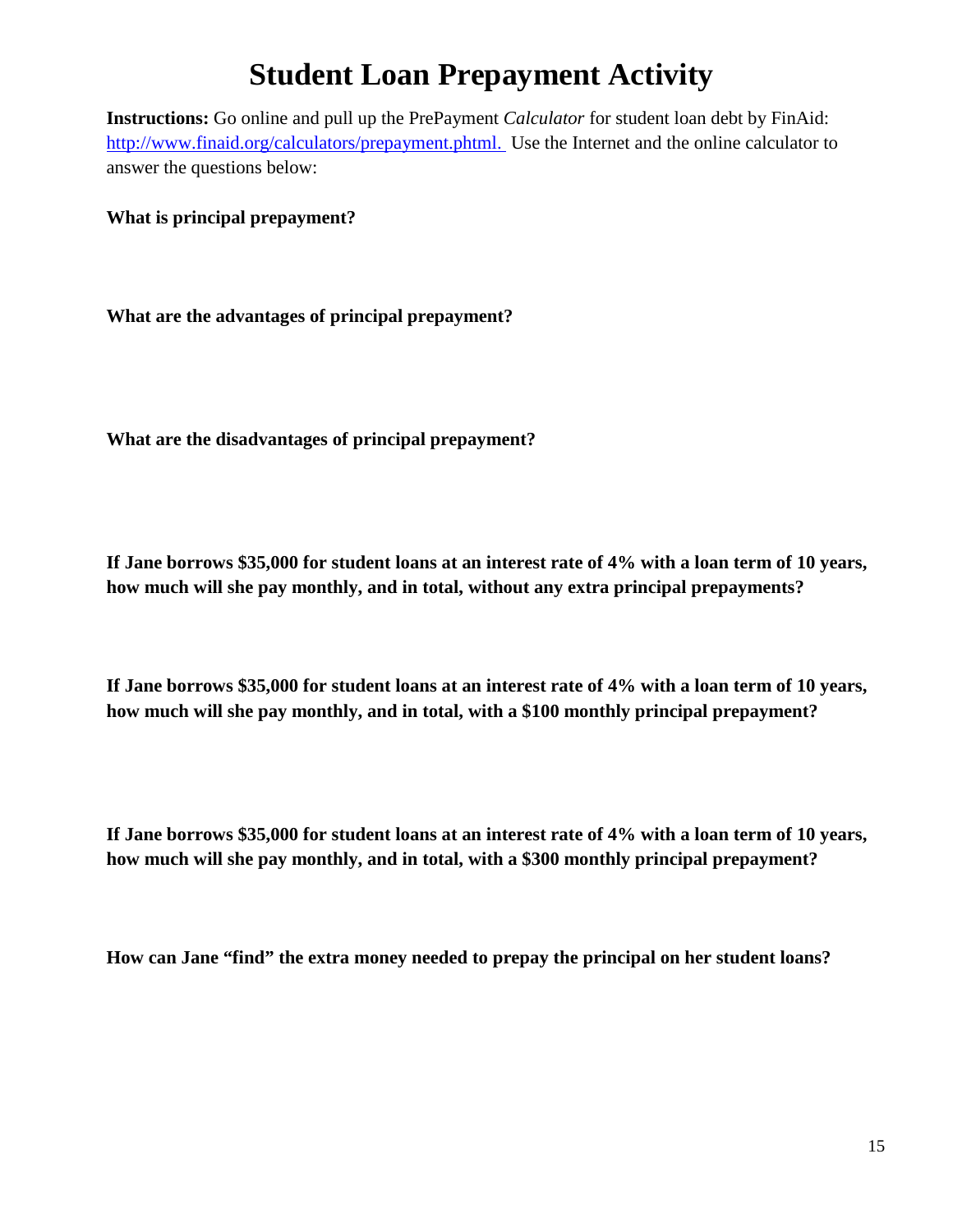# Student Loan Prepayment Activity

**Instructions:** Go online and pull up the PrePayment *Calculator* for student loan debt by FinAid: [http://www.finaid.org/calculators/prepayment.phtml.](http://www.finaid.org/calculators/prepayment.phtml) Use the Internet and the online calculator to answer the questions below:

**What is principal prepayment?**

**What are the advantages of principal prepayment?**

**What are the disadvantages of principal prepayment?**

**If Jane borrows $35,000 for student loans at an interest rate of 4% with a loan term of 10 years, how much will she pay monthly, and in total, without any extra principal prepayments?**

**If Jane borrows $35,000 for student loans at an interest rate of 4% with a loan term of 10 years, how much will she pay monthly, and in total, with a $100 monthly principal prepayment?**

**If Jane borrows $35,000 for student loans at an interest rate of 4% with a loan term of 10 years, how much will she pay monthly, and in total, with a $300 monthly principal prepayment?**

**How can Jane "find" the extra money needed to prepay the principal on her student loans?**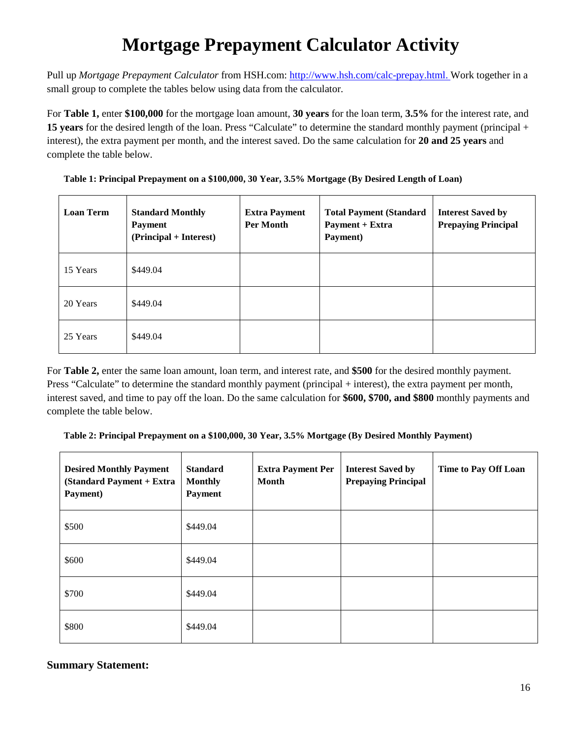# Mortgage Prepayment Calculator Activity

Pull up *Mortgage Prepayment Calculator* from HSH.com: [http://www.hsh.com/calc-prepay.html.](http://www.hsh.com/calc-prepay.html) Work together in a small group to complete the tables below using data from the calculator.

For **Table 1,** enter **$100,000** for the mortgage loan amount, **30 years** for the loan term, **3.5%** for the interest rate, and **15 years** for the desired length of the loan. Press "Calculate" to determine the standard monthly payment (principal + interest), the extra payment per month, and the interest saved. Do the same calculation for **20 and 25 years** and complete the table below.

**Table 1: Principal Prepayment on a $100,000, 30 Year, 3.5% Mortgage (By Desired Length of Loan)**

| Loan Term | Standard Monthly Payment (Principal + Interest) | Extra Payment Per Month | Total Payment (Standard Payment + Extra Payment) | Interest Saved by Prepaying Principal |
|---|---|---|---|---|
| 15 Years | $449.04 | | | |
| 20 Years | $449.04 | | | |
| 25 Years | $449.04 | | | |

For **Table 2,** enter the same loan amount, loan term, and interest rate, and **$500** for the desired monthly payment. Press "Calculate" to determine the standard monthly payment (principal + interest), the extra payment per month, interest saved, and time to pay off the loan. Do the same calculation for **$600, $700, and $800** monthly payments and complete the table below.

**Table 2: Principal Prepayment on a $100,000, 30 Year, 3.5% Mortgage (By Desired Monthly Payment)**

| Desired Monthly Payment (Standard Payment + Extra Payment) | Standard Monthly Payment | Extra Payment Per Month | Interest Saved by Prepaying Principal | Time to Pay Off Loan |
|---|---|---|---|---|
| $500 | $449.04 | | | |
| $600 | $449.04 | | | |
| $700 | $449.04 | | | |
| $800 | $449.04 | | | |

**Summary Statement:**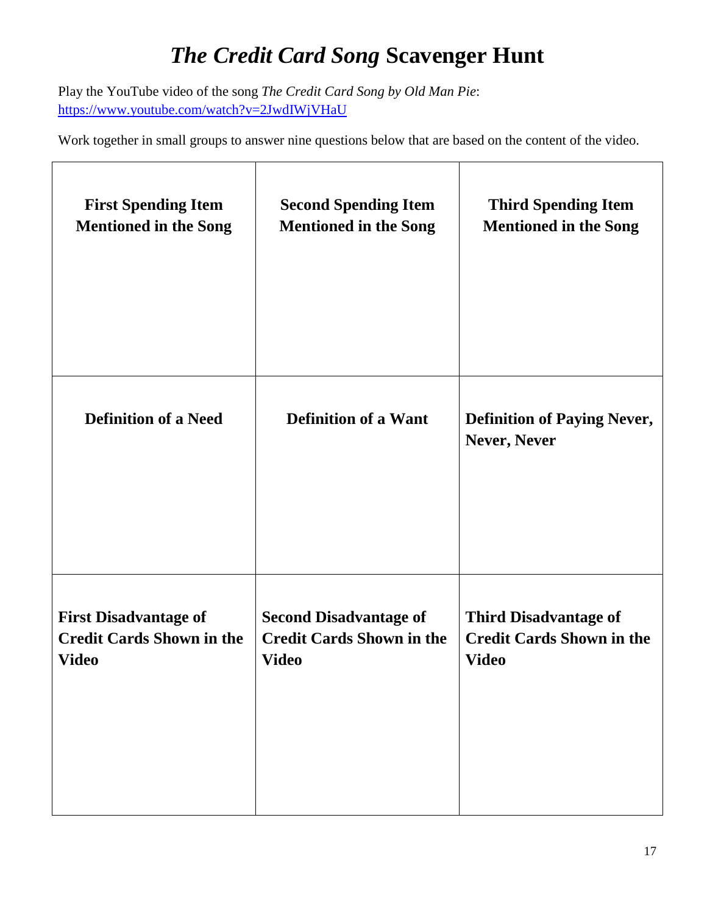# *The Credit Card Song* Scavenger Hunt

Play the YouTube video of the song *The Credit Card Song by Old Man Pie*: https://www.youtube.com/watch?v=2JwdIWjVHaU

Work together in small groups to answer nine questions below that are based on the content of the video.

| **First Spending Item Mentioned in the Song** | **Second Spending Item Mentioned in the Song** | **Third Spending Item Mentioned in the Song** |
|---|---|---|
| | | |
| **Definition of a Need** | **Definition of a Want** | **Definition of Paying Never, Never, Never** |
| | | |
| **First Disadvantage of Credit Cards Shown in the Video** | **Second Disadvantage of Credit Cards Shown in the Video** | **Third Disadvantage of Credit Cards Shown in the Video** |
| | | |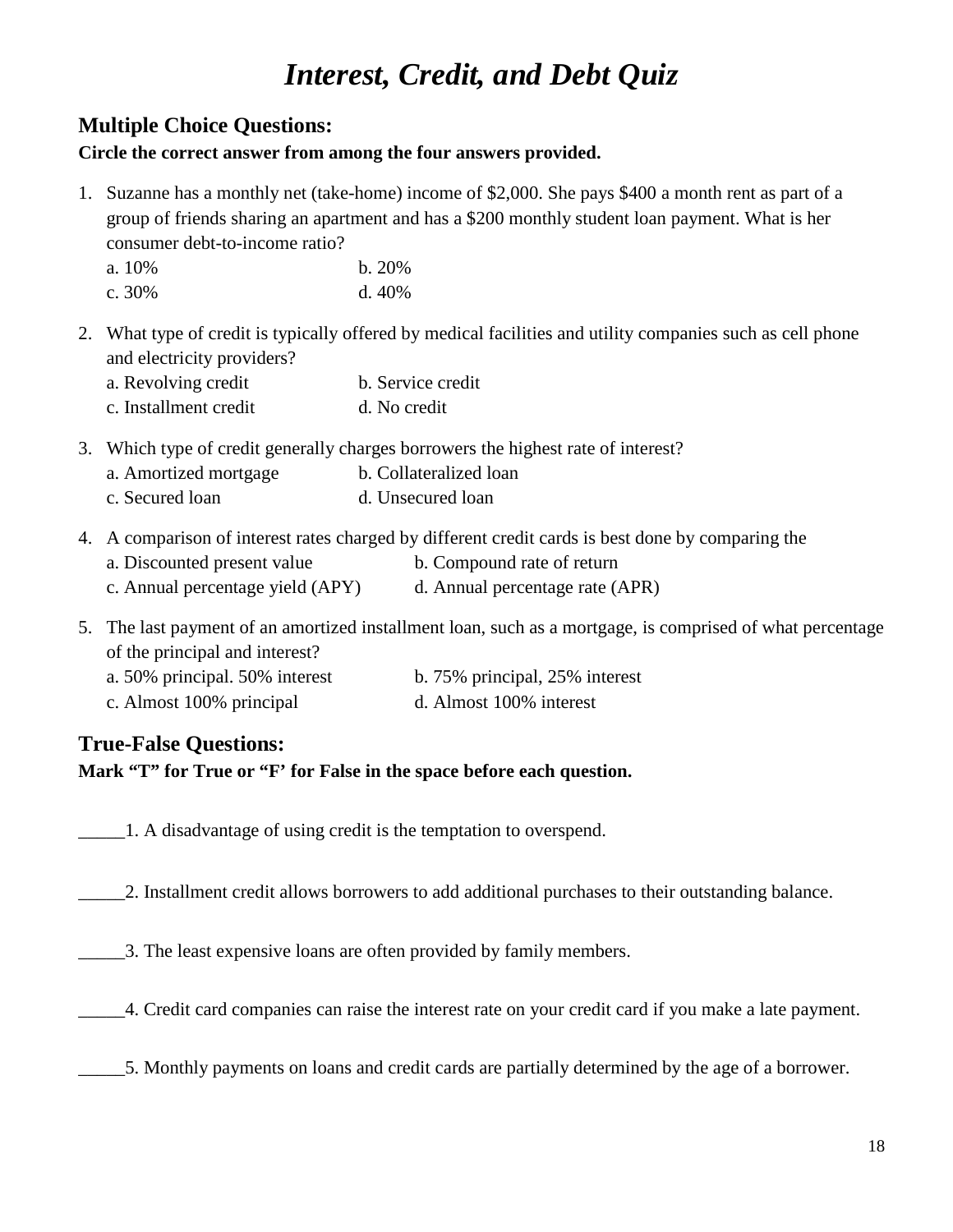# *Interest, Credit, and Debt Quiz*

## Multiple Choice Questions:

**Circle the correct answer from among the four answers provided.**

1. Suzanne has a monthly net (take-home) income of $2,000. She pays $400 a month rent as part of a group of friends sharing an apartment and has a $200 monthly student loan payment. What is her consumer debt-to-income ratio?

   a. 10%  b. 20%
   c. 30%  d. 40%

2. What type of credit is typically offered by medical facilities and utility companies such as cell phone and electricity providers?

   a. Revolving credit  b. Service credit
   c. Installment credit  d. No credit

3. Which type of credit generally charges borrowers the highest rate of interest?

   a. Amortized mortgage  b. Collateralized loan
   c. Secured loan  d. Unsecured loan

4. A comparison of interest rates charged by different credit cards is best done by comparing the

   a. Discounted present value  b. Compound rate of return
   c. Annual percentage yield (APY)  d. Annual percentage rate (APR)

5. The last payment of an amortized installment loan, such as a mortgage, is comprised of what percentage of the principal and interest?

   a. 50% principal. 50% interest  b. 75% principal, 25% interest
   c. Almost 100% principal  d. Almost 100% interest

## True-False Questions:

**Mark "T" for True or "F' for False in the space before each question.**

_____1. A disadvantage of using credit is the temptation to overspend.

_____2. Installment credit allows borrowers to add additional purchases to their outstanding balance.

_____3. The least expensive loans are often provided by family members.

_____4. Credit card companies can raise the interest rate on your credit card if you make a late payment.

_____5. Monthly payments on loans and credit cards are partially determined by the age of a borrower.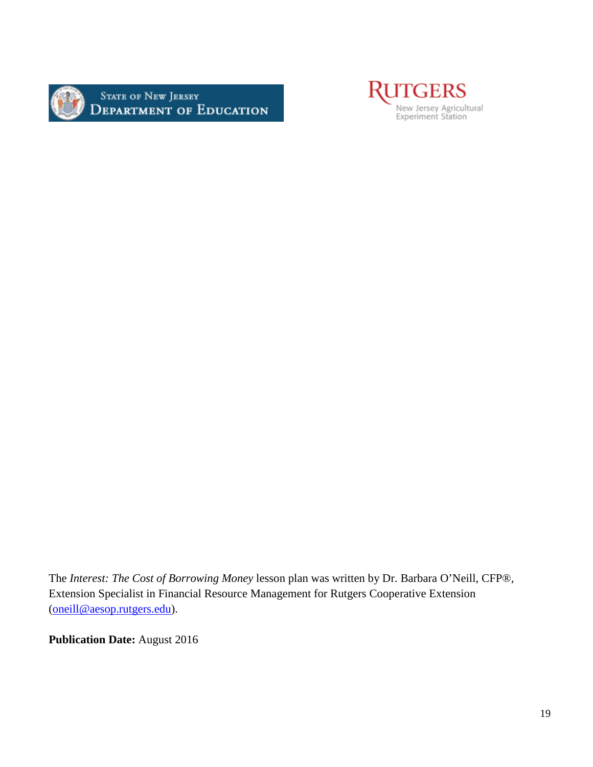State of New Jersey Department of Education

Rutgers New Jersey Agricultural Experiment Station

The *Interest: The Cost of Borrowing Money* lesson plan was written by Dr. Barbara O'Neill, CFP®, Extension Specialist in Financial Resource Management for Rutgers Cooperative Extension (oneill@aesop.rutgers.edu).

**Publication Date:** August 2016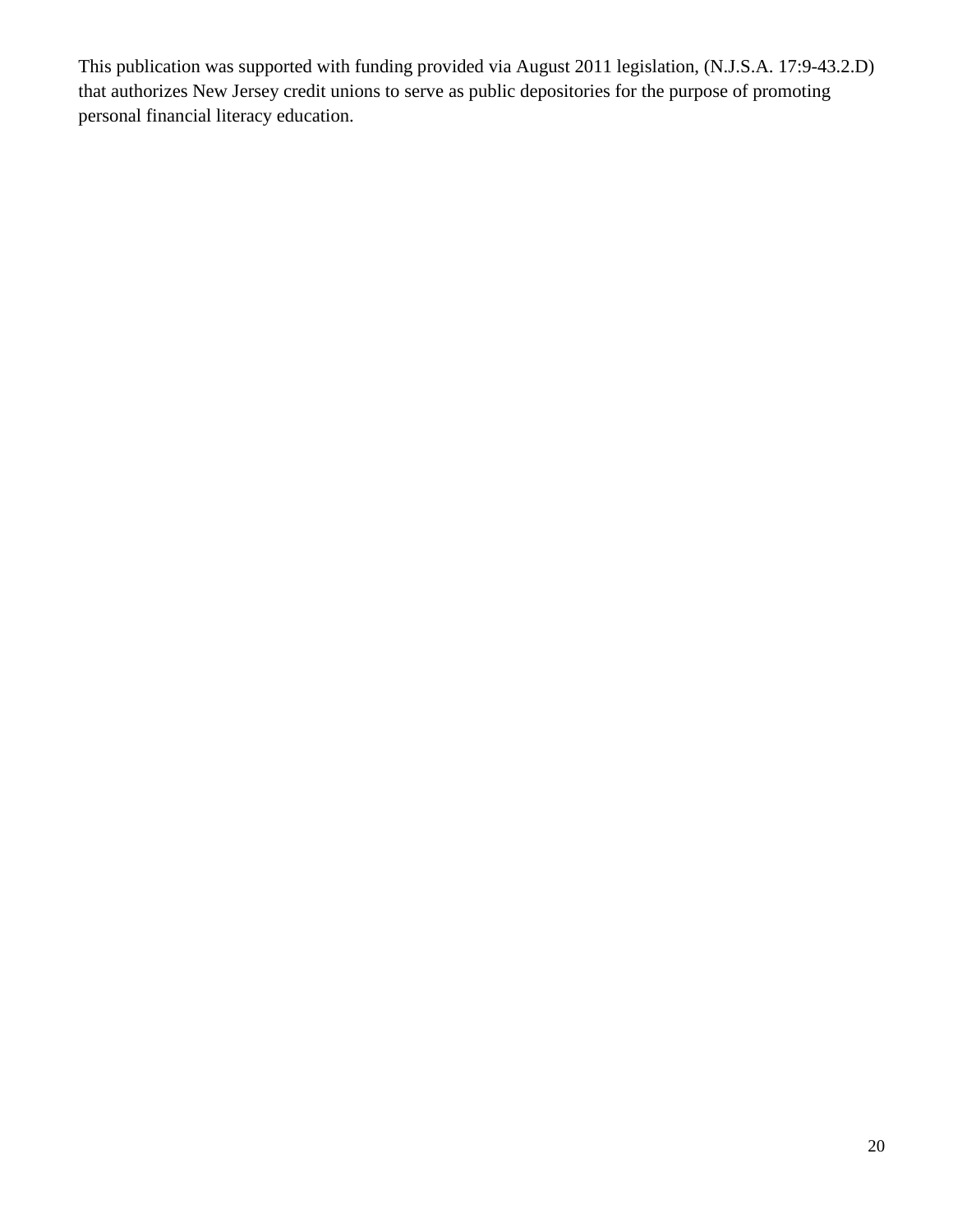This publication was supported with funding provided via August 2011 legislation, (N.J.S.A. 17:9-43.2.D) that authorizes New Jersey credit unions to serve as public depositories for the purpose of promoting personal financial literacy education.